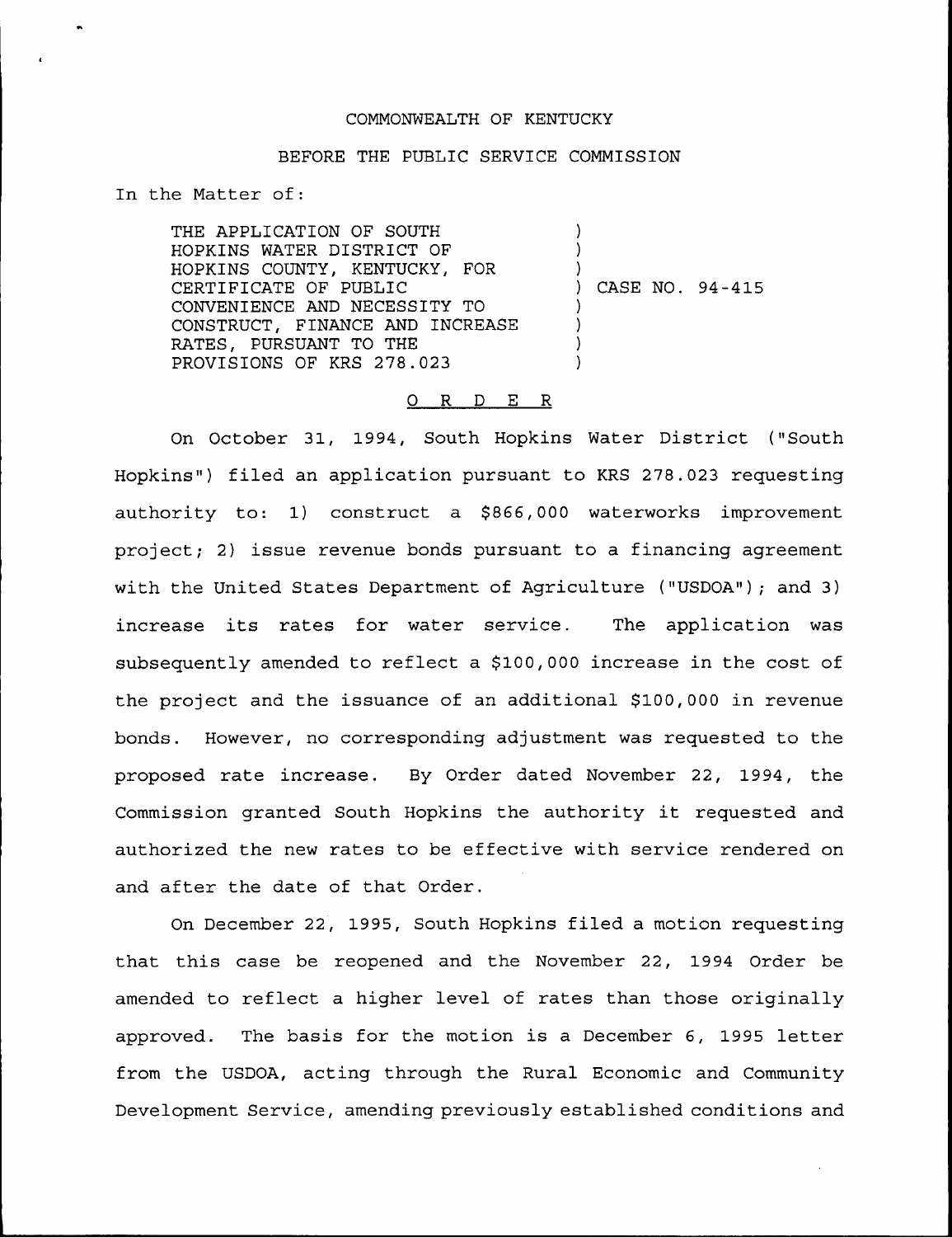COMMONWEALTH OF KENTUCKY

BEFORE THE PUBLIC SERVICE COMMISSION

In the Matter of:

THE APPLICATION OF SOUTH HOPKINS WATER DISTRICT OF HOPKINS COUNTY, KENTUCKY, FOR CERTIFICATE OF PUBLIC CONVENIENCE AND NECESSITY TO CONSTRUCT, FINANCE AND INCREASE RATES, PURSUANT TO THE PROVISIONS OF KRS 278.023 ) CASE NO. 94-415

O R D E R

On October 31, 1994, South Hopkins Water District ("South Hopkins") filed an application pursuant to KRS 278.023 requesting authority to: 1) construct a $866,000 waterworks improvement project; 2) issue revenue bonds pursuant to a financing agreement with the United States Department of Agriculture ("USDOA"); and 3) increase its rates for water service. The application was subsequently amended to reflect a $100,000 increase in the cost of the project and the issuance of an additional $100,000 in revenue bonds. However, no corresponding adjustment was requested to the proposed rate increase. By Order dated November 22, 1994, the Commission granted South Hopkins the authority it requested and authorized the new rates to be effective with service rendered on and after the date of that Order.

On December 22, 1995, South Hopkins filed a motion requesting that this case be reopened and the November 22, 1994 Order be amended to reflect a higher level of rates than those originally approved. The basis for the motion is a December 6, 1995 letter from the USDOA, acting through the Rural Economic and Community Development Service, amending previously established conditions and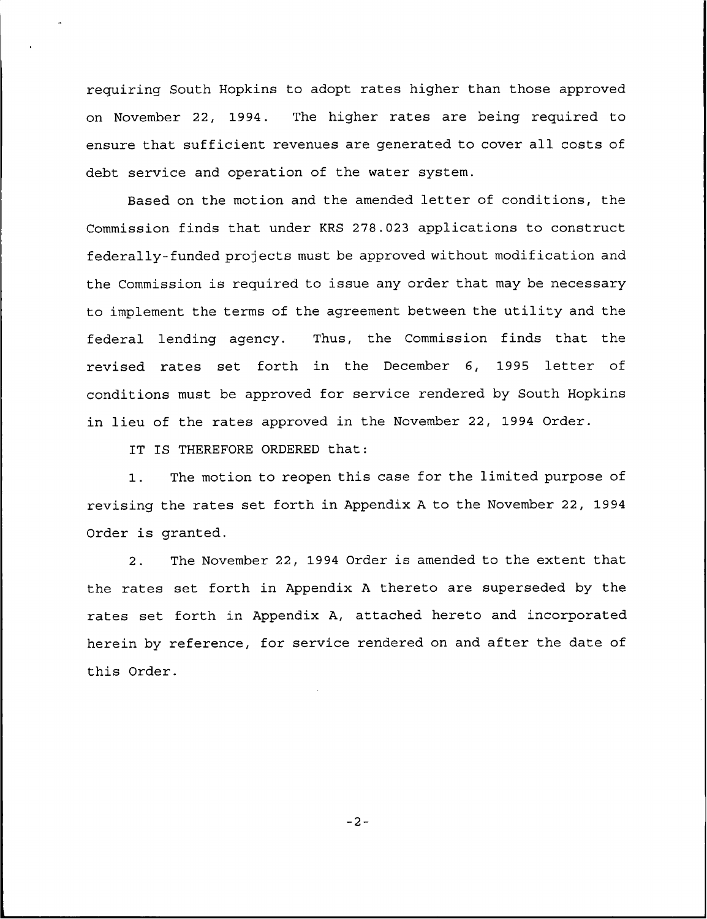requiring South Hopkins to adopt rates higher than those approved on November 22, 1994. The higher rates are being required to ensure that sufficient revenues are generated to cover all costs of debt service and operation of the water system.

Based on the motion and the amended letter of conditions, the Commission finds that under KRS 278.023 applications to construct federally-funded projects must be approved without modification and the Commission is required to issue any order that may be necessary to implement the terms of the agreement between the utility and the federal lending agency. Thus, the Commission finds that the revised rates set forth in the December 6, 1995 letter of conditions must be approved for service rendered by South Hopkins in lieu of the rates approved in the November 22, 1994 Order.

IT IS THEREFORE ORDERED that:

1. The motion to reopen this case for the limited purpose of revising the rates set forth in Appendix A to the November 22, 1994 Order is granted.

2. The November 22, 1994 Order is amended to the extent that the rates set forth in Appendix A thereto are superseded by the rates set forth in Appendix A, attached hereto and incorporated herein by reference, for service rendered on and after the date of this Order.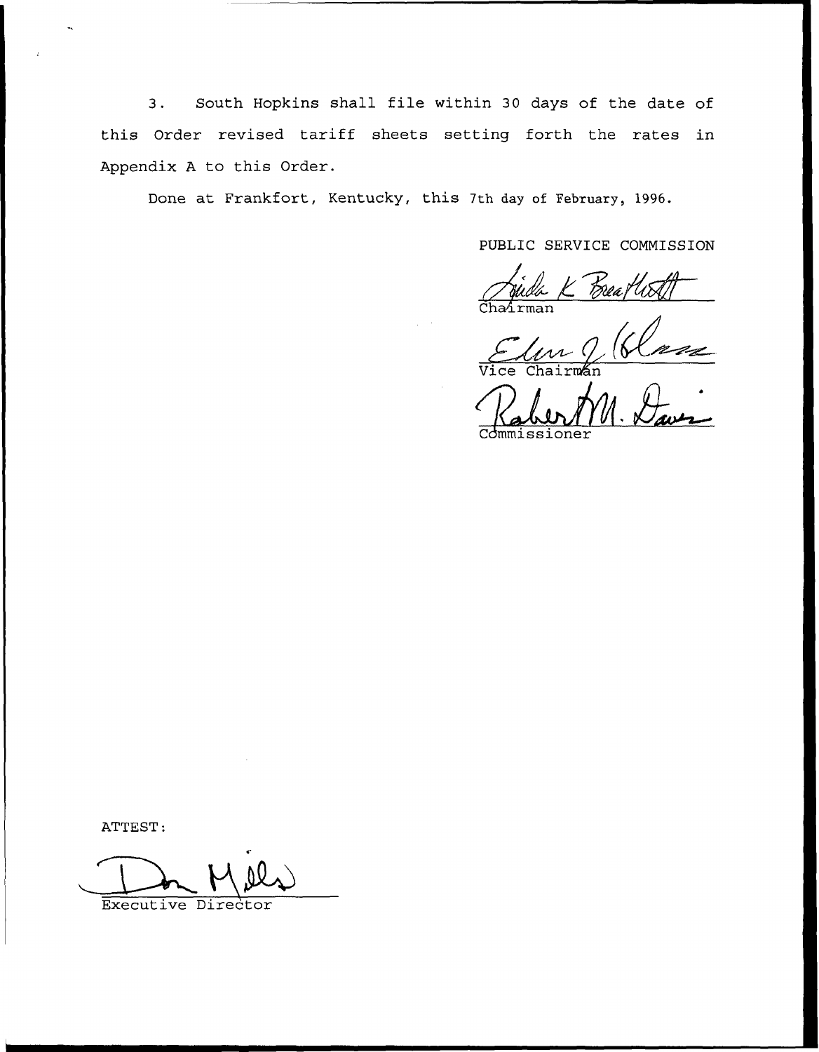3. South Hopkins shall file within 30 days of the date of this Order revised tariff sheets setting forth the rates in Appendix A to this Order.

Done at Frankfort, Kentucky, this 7th day of February, 1996.

PUBLIC SERVICE COMMISSION

Chairman

Vice Chairman

Commissioner

ATTEST:

Executive Director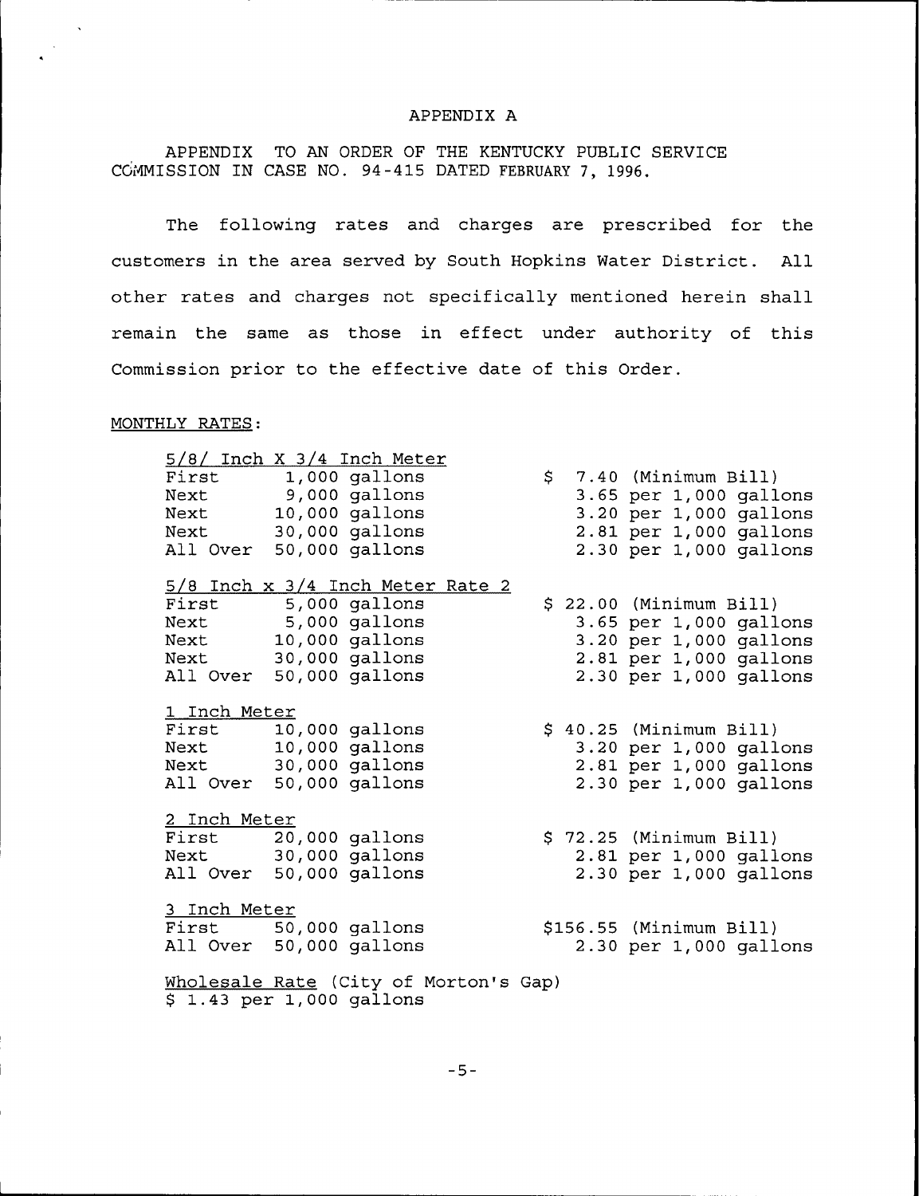APPENDIX A

APPENDIX TO AN ORDER OF THE KENTUCKY PUBLIC SERVICE COMMISSION IN CASE NO. 94-415 DATED FEBRUARY 7, 1996.

The following rates and charges are prescribed for the customers in the area served by South Hopkins Water District. All other rates and charges not specifically mentioned herein shall remain the same as those in effect under authority of this Commission prior to the effective date of this Order.

MONTHLY RATES:

5/8/ Inch X 3/4 Inch Meter

| | | |
|---|---|---|
| First | 1,000 gallons | $ 7.40 (Minimum Bill) |
| Next | 9,000 gallons | 3.65 per 1,000 gallons |
| Next | 10,000 gallons | 3.20 per 1,000 gallons |
| Next | 30,000 gallons | 2.81 per 1,000 gallons |
| All Over | 50,000 gallons | 2.30 per 1,000 gallons |

5/8 Inch x 3/4 Inch Meter Rate 2

| | | |
|---|---|---|
| First | 5,000 gallons | $ 22.00 (Minimum Bill) |
| Next | 5,000 gallons | 3.65 per 1,000 gallons |
| Next | 10,000 gallons | 3.20 per 1,000 gallons |
| Next | 30,000 gallons | 2.81 per 1,000 gallons |
| All Over | 50,000 gallons | 2.30 per 1,000 gallons |

1 Inch Meter

| | | |
|---|---|---|
| First | 10,000 gallons | $ 40.25 (Minimum Bill) |
| Next | 10,000 gallons | 3.20 per 1,000 gallons |
| Next | 30,000 gallons | 2.81 per 1,000 gallons |
| All Over | 50,000 gallons | 2.30 per 1,000 gallons |

2 Inch Meter

| | | |
|---|---|---|
| First | 20,000 gallons | $ 72.25 (Minimum Bill) |
| Next | 30,000 gallons | 2.81 per 1,000 gallons |
| All Over | 50,000 gallons | 2.30 per 1,000 gallons |

3 Inch Meter

| | | |
|---|---|---|
| First | 50,000 gallons | $156.55 (Minimum Bill) |
| All Over | 50,000 gallons | 2.30 per 1,000 gallons |

Wholesale Rate (City of Morton's Gap)
$ 1.43 per 1,000 gallons